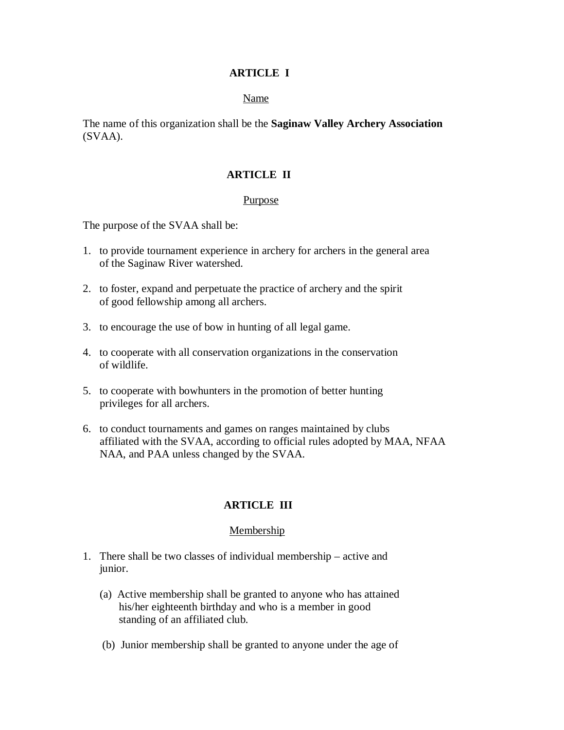## ARTICLE I

### Name

The name of this organization shall be the **Saginaw Valley Archery Association** (SVAA).

## ARTICLE II

### Purpose

The purpose of the SVAA shall be:

1. to provide tournament experience in archery for archers in the general area of the Saginaw River watershed.

2. to foster, expand and perpetuate the practice of archery and the spirit of good fellowship among all archers.

3. to encourage the use of bow in hunting of all legal game.

4. to cooperate with all conservation organizations in the conservation of wildlife.

5. to cooperate with bowhunters in the promotion of better hunting privileges for all archers.

6. to conduct tournaments and games on ranges maintained by clubs affiliated with the SVAA, according to official rules adopted by MAA, NFAA NAA, and PAA unless changed by the SVAA.

## ARTICLE III

### Membership

1. There shall be two classes of individual membership – active and junior.

   (a) Active membership shall be granted to anyone who has attained his/her eighteenth birthday and who is a member in good standing of an affiliated club.

   (b) Junior membership shall be granted to anyone under the age of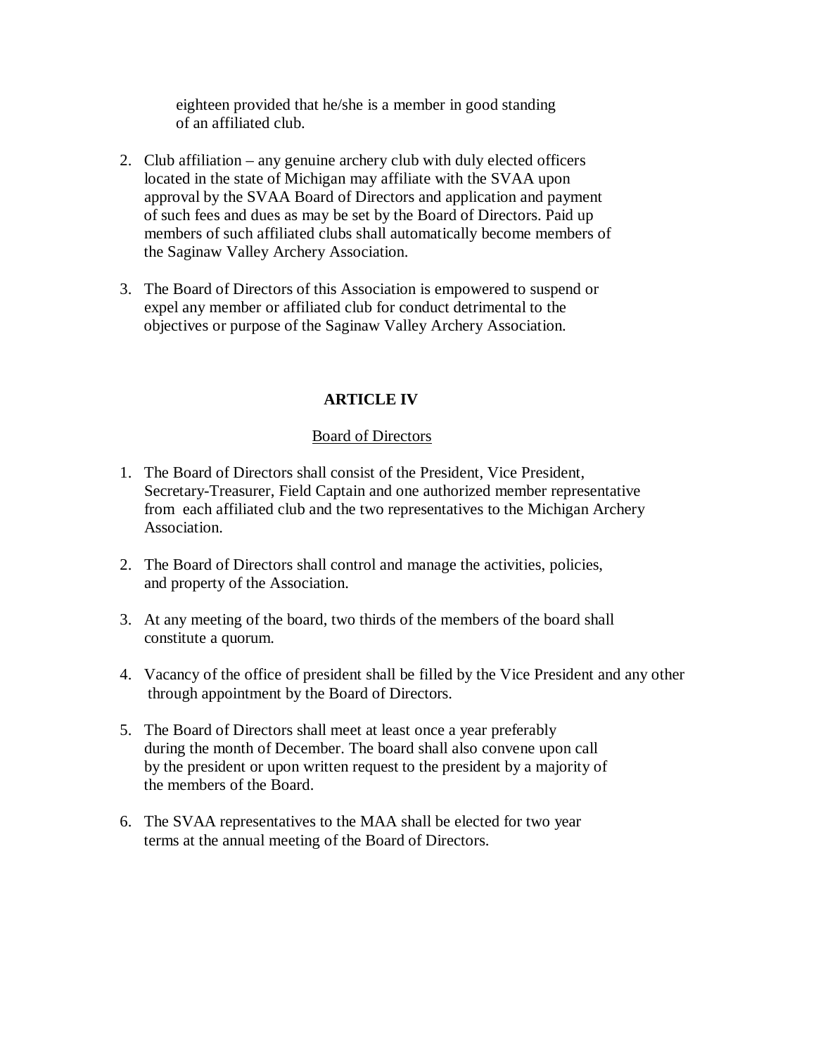eighteen provided that he/she is a member in good standing of an affiliated club.

2. Club affiliation – any genuine archery club with duly elected officers located in the state of Michigan may affiliate with the SVAA upon approval by the SVAA Board of Directors and application and payment of such fees and dues as may be set by the Board of Directors. Paid up members of such affiliated clubs shall automatically become members of the Saginaw Valley Archery Association.

3. The Board of Directors of this Association is empowered to suspend or expel any member or affiliated club for conduct detrimental to the objectives or purpose of the Saginaw Valley Archery Association.

## ARTICLE IV

Board of Directors

1. The Board of Directors shall consist of the President, Vice President, Secretary-Treasurer, Field Captain and one authorized member representative from each affiliated club and the two representatives to the Michigan Archery Association.

2. The Board of Directors shall control and manage the activities, policies, and property of the Association.

3. At any meeting of the board, two thirds of the members of the board shall constitute a quorum.

4. Vacancy of the office of president shall be filled by the Vice President and any other through appointment by the Board of Directors.

5. The Board of Directors shall meet at least once a year preferably during the month of December. The board shall also convene upon call by the president or upon written request to the president by a majority of the members of the Board.

6. The SVAA representatives to the MAA shall be elected for two year terms at the annual meeting of the Board of Directors.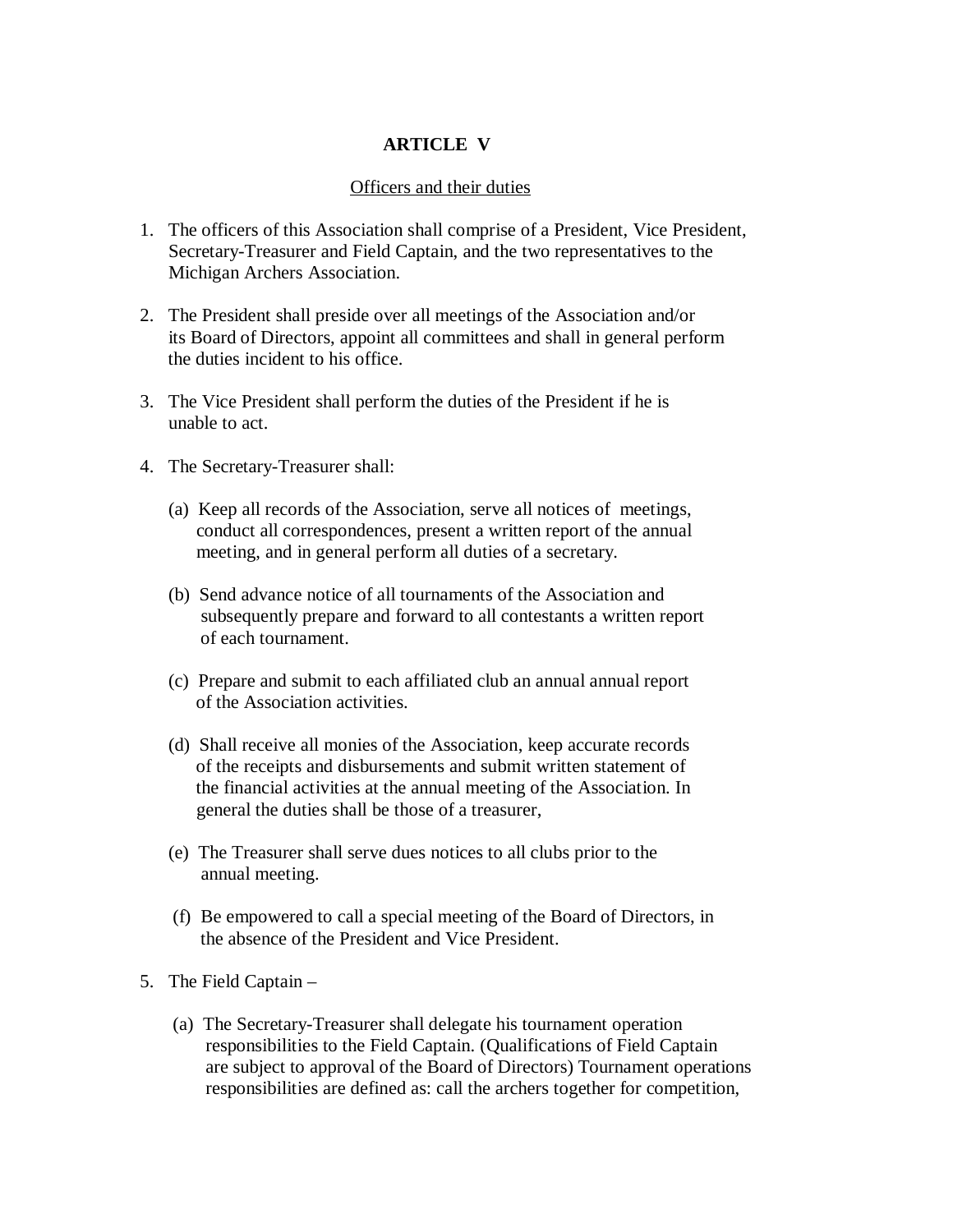## ARTICLE V

Officers and their duties

1. The officers of this Association shall comprise of a President, Vice President, Secretary-Treasurer and Field Captain, and the two representatives to the Michigan Archers Association.

2. The President shall preside over all meetings of the Association and/or its Board of Directors, appoint all committees and shall in general perform the duties incident to his office.

3. The Vice President shall perform the duties of the President if he is unable to act.

4. The Secretary-Treasurer shall:

   (a) Keep all records of the Association, serve all notices of meetings, conduct all correspondences, present a written report of the annual meeting, and in general perform all duties of a secretary.

   (b) Send advance notice of all tournaments of the Association and subsequently prepare and forward to all contestants a written report of each tournament.

   (c) Prepare and submit to each affiliated club an annual annual report of the Association activities.

   (d) Shall receive all monies of the Association, keep accurate records of the receipts and disbursements and submit written statement of the financial activities at the annual meeting of the Association. In general the duties shall be those of a treasurer,

   (e) The Treasurer shall serve dues notices to all clubs prior to the annual meeting.

   (f) Be empowered to call a special meeting of the Board of Directors, in the absence of the President and Vice President.

5. The Field Captain –

   (a) The Secretary-Treasurer shall delegate his tournament operation responsibilities to the Field Captain. (Qualifications of Field Captain are subject to approval of the Board of Directors) Tournament operations responsibilities are defined as: call the archers together for competition,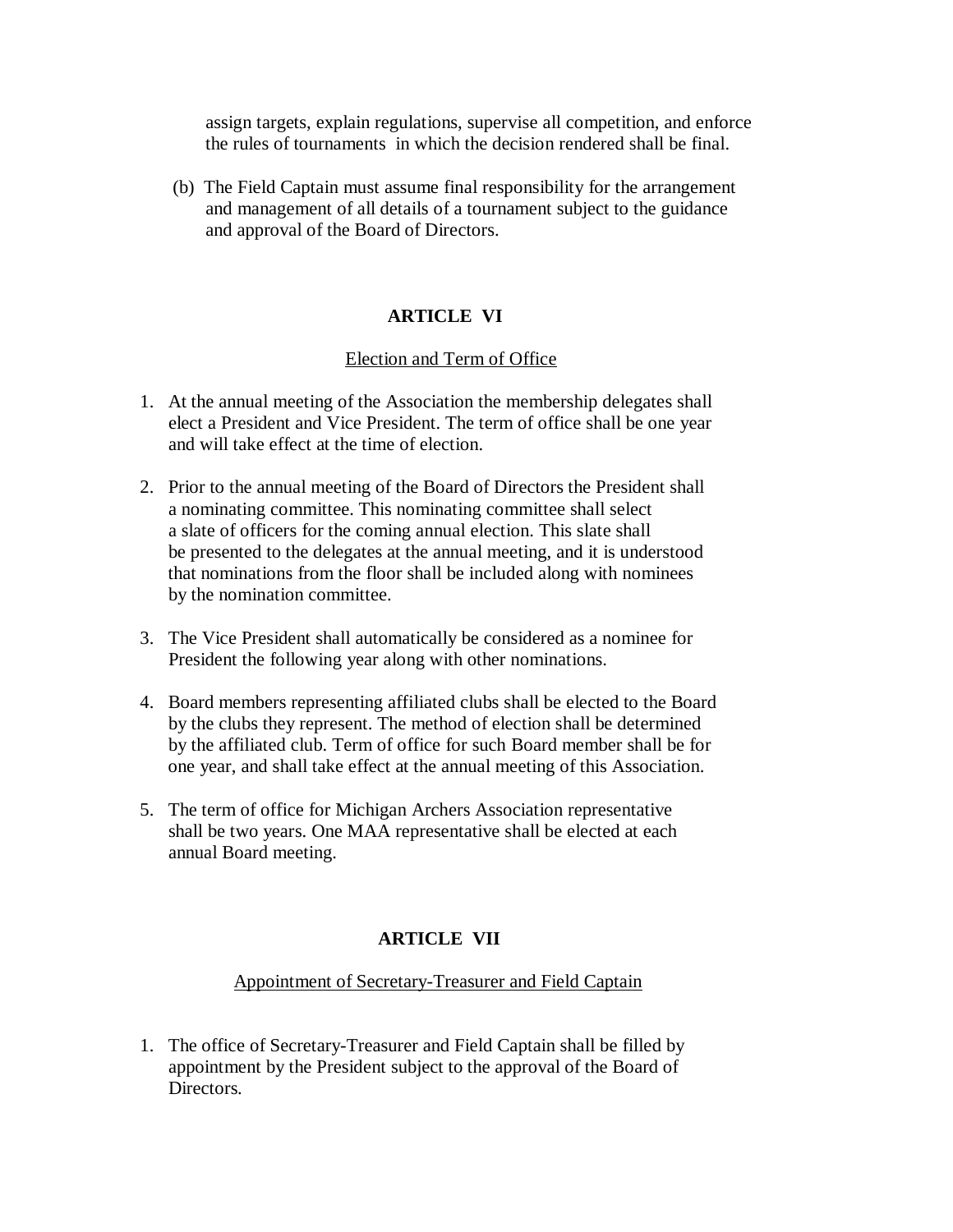assign targets, explain regulations, supervise all competition, and enforce the rules of tournaments in which the decision rendered shall be final.

(b) The Field Captain must assume final responsibility for the arrangement and management of all details of a tournament subject to the guidance and approval of the Board of Directors.

## ARTICLE VI

Election and Term of Office

1. At the annual meeting of the Association the membership delegates shall elect a President and Vice President. The term of office shall be one year and will take effect at the time of election.

2. Prior to the annual meeting of the Board of Directors the President shall a nominating committee. This nominating committee shall select a slate of officers for the coming annual election. This slate shall be presented to the delegates at the annual meeting, and it is understood that nominations from the floor shall be included along with nominees by the nomination committee.

3. The Vice President shall automatically be considered as a nominee for President the following year along with other nominations.

4. Board members representing affiliated clubs shall be elected to the Board by the clubs they represent. The method of election shall be determined by the affiliated club. Term of office for such Board member shall be for one year, and shall take effect at the annual meeting of this Association.

5. The term of office for Michigan Archers Association representative shall be two years. One MAA representative shall be elected at each annual Board meeting.

## ARTICLE VII

Appointment of Secretary-Treasurer and Field Captain

1. The office of Secretary-Treasurer and Field Captain shall be filled by appointment by the President subject to the approval of the Board of Directors.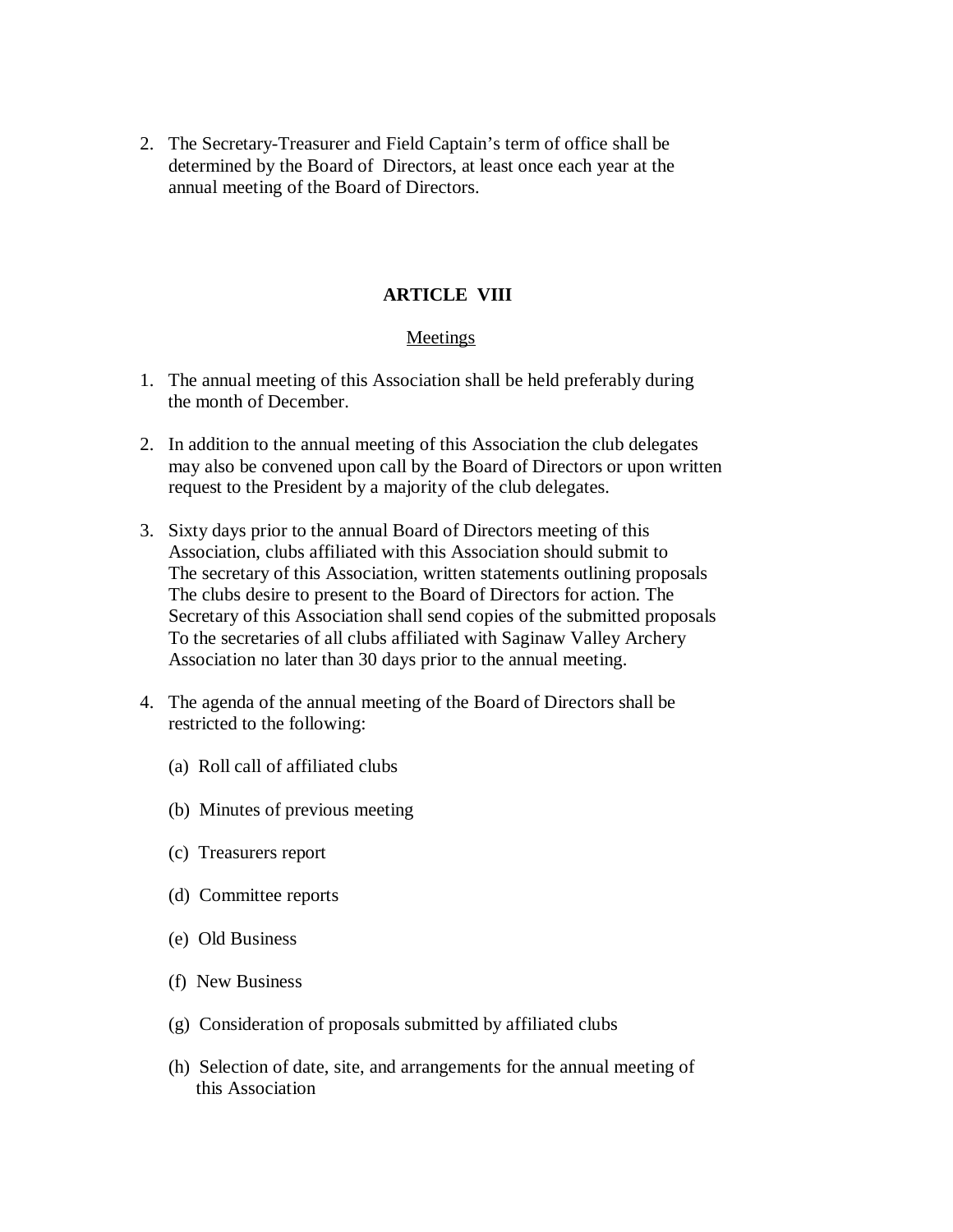2. The Secretary-Treasurer and Field Captain's term of office shall be determined by the Board of Directors, at least once each year at the annual meeting of the Board of Directors.

## ARTICLE VIII

### Meetings

1. The annual meeting of this Association shall be held preferably during the month of December.

2. In addition to the annual meeting of this Association the club delegates may also be convened upon call by the Board of Directors or upon written request to the President by a majority of the club delegates.

3. Sixty days prior to the annual Board of Directors meeting of this Association, clubs affiliated with this Association should submit to The secretary of this Association, written statements outlining proposals The clubs desire to present to the Board of Directors for action. The Secretary of this Association shall send copies of the submitted proposals To the secretaries of all clubs affiliated with Saginaw Valley Archery Association no later than 30 days prior to the annual meeting.

4. The agenda of the annual meeting of the Board of Directors shall be restricted to the following:

   (a) Roll call of affiliated clubs

   (b) Minutes of previous meeting

   (c) Treasurers report

   (d) Committee reports

   (e) Old Business

   (f) New Business

   (g) Consideration of proposals submitted by affiliated clubs

   (h) Selection of date, site, and arrangements for the annual meeting of this Association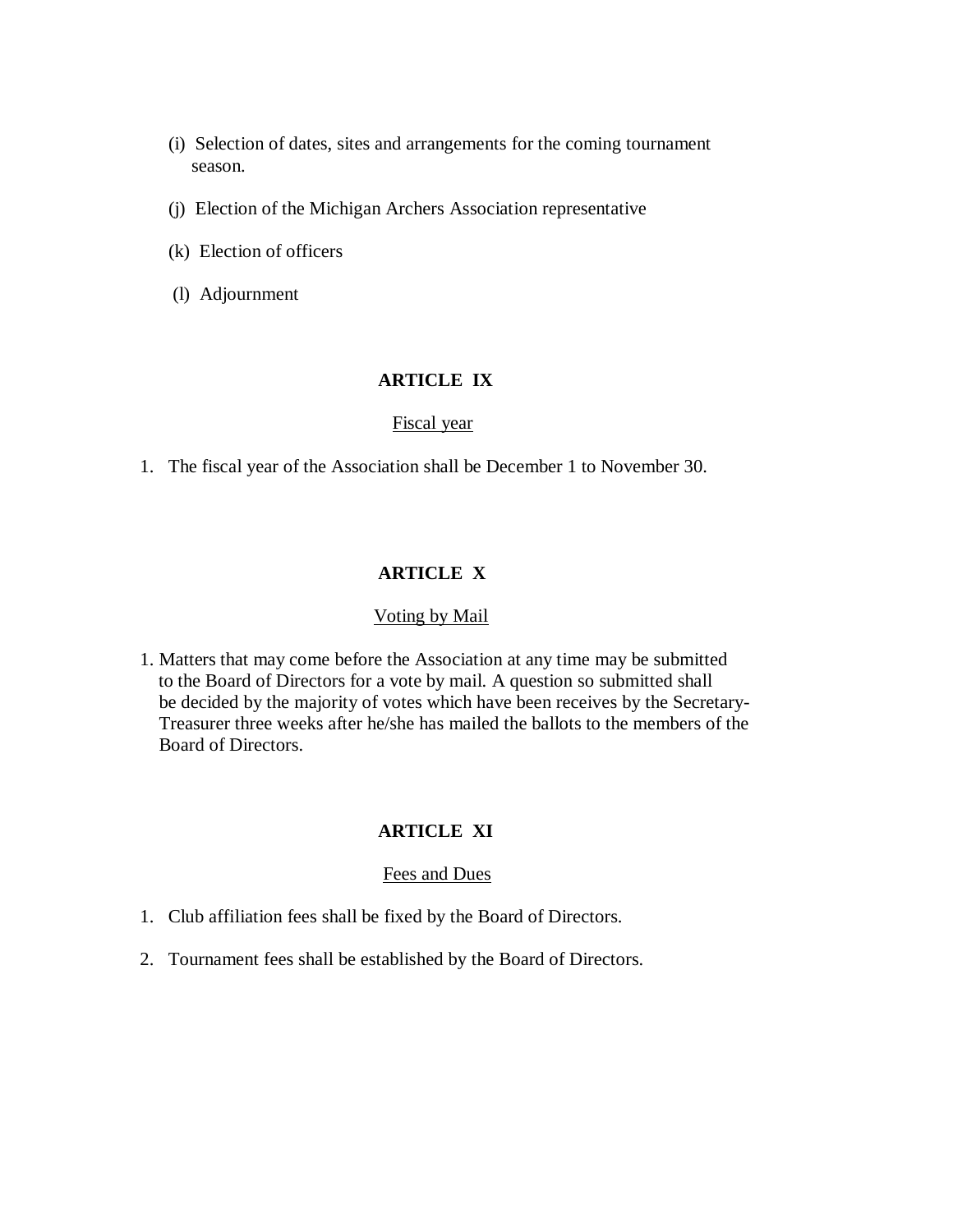(i) Selection of dates, sites and arrangements for the coming tournament season.

(j) Election of the Michigan Archers Association representative

(k) Election of officers

(l) Adjournment

## ARTICLE IX

Fiscal year

1. The fiscal year of the Association shall be December 1 to November 30.

## ARTICLE X

Voting by Mail

1. Matters that may come before the Association at any time may be submitted to the Board of Directors for a vote by mail. A question so submitted shall be decided by the majority of votes which have been receives by the Secretary-Treasurer three weeks after he/she has mailed the ballots to the members of the Board of Directors.

## ARTICLE XI

Fees and Dues

1. Club affiliation fees shall be fixed by the Board of Directors.

2. Tournament fees shall be established by the Board of Directors.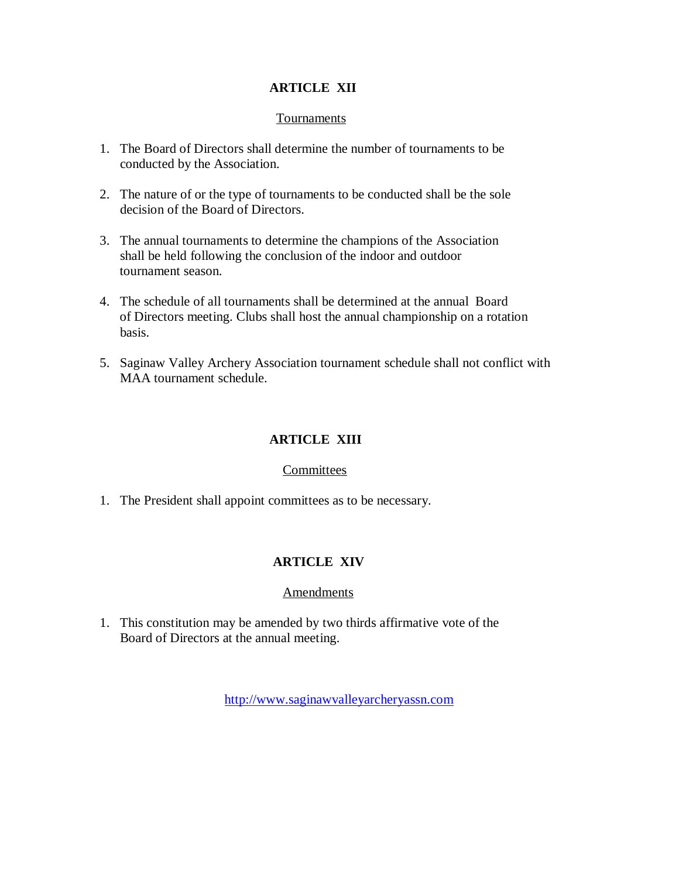## ARTICLE XII

Tournaments

1. The Board of Directors shall determine the number of tournaments to be conducted by the Association.

2. The nature of or the type of tournaments to be conducted shall be the sole decision of the Board of Directors.

3. The annual tournaments to determine the champions of the Association shall be held following the conclusion of the indoor and outdoor tournament season.

4. The schedule of all tournaments shall be determined at the annual Board of Directors meeting. Clubs shall host the annual championship on a rotation basis.

5. Saginaw Valley Archery Association tournament schedule shall not conflict with MAA tournament schedule.

## ARTICLE XIII

Committees

1. The President shall appoint committees as to be necessary.

## ARTICLE XIV

Amendments

1. This constitution may be amended by two thirds affirmative vote of the Board of Directors at the annual meeting.

http://www.saginawvalleyarcheryassn.com